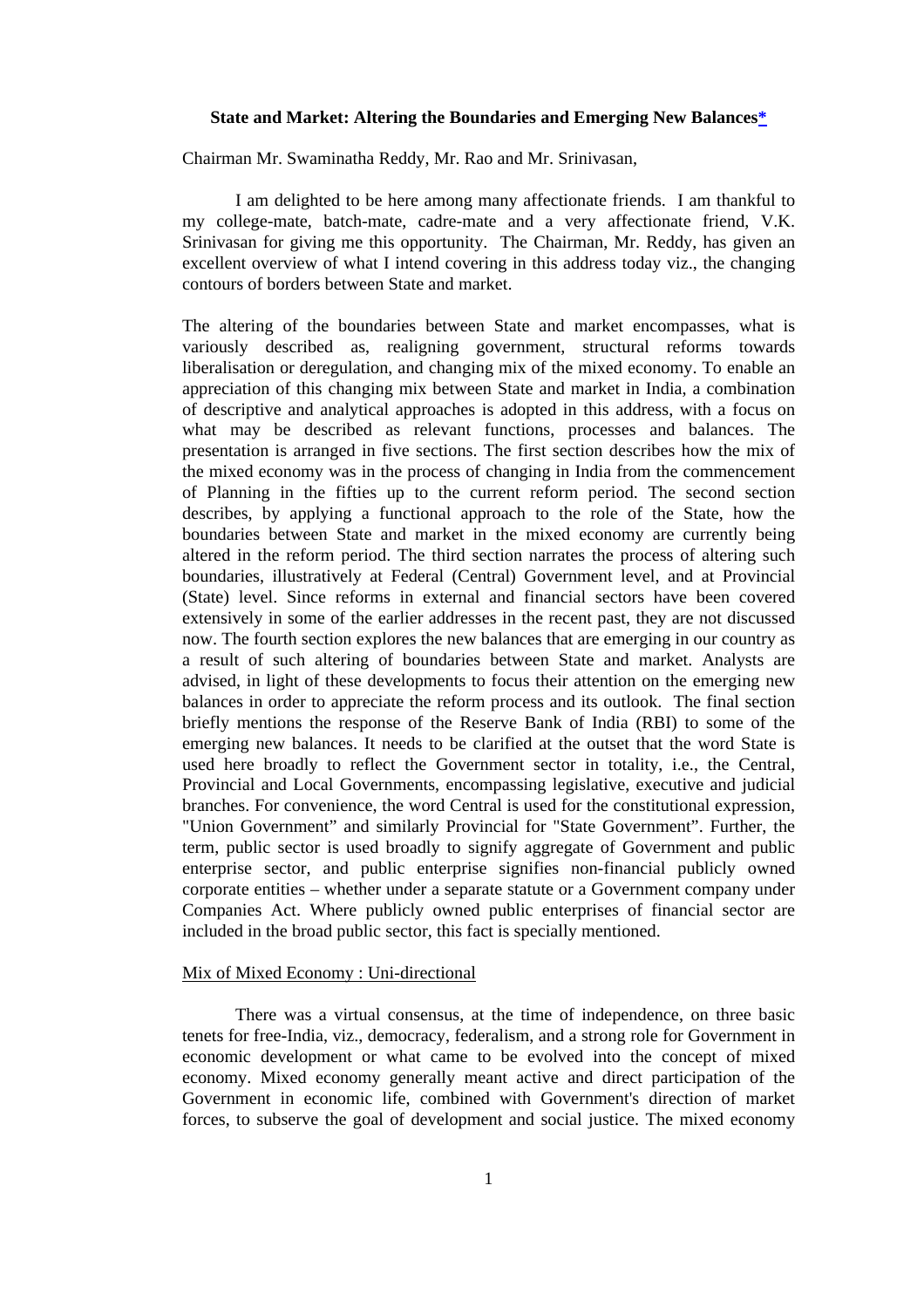# State and Market: Altering the Boundaries and Emerging New Balances*

Chairman Mr. Swaminatha Reddy, Mr. Rao and Mr. Srinivasan,

I am delighted to be here among many affectionate friends. I am thankful to my college-mate, batch-mate, cadre-mate and a very affectionate friend, V.K. Srinivasan for giving me this opportunity. The Chairman, Mr. Reddy, has given an excellent overview of what I intend covering in this address today viz., the changing contours of borders between State and market.

The altering of the boundaries between State and market encompasses, what is variously described as, realigning government, structural reforms towards liberalisation or deregulation, and changing mix of the mixed economy. To enable an appreciation of this changing mix between State and market in India, a combination of descriptive and analytical approaches is adopted in this address, with a focus on what may be described as relevant functions, processes and balances. The presentation is arranged in five sections. The first section describes how the mix of the mixed economy was in the process of changing in India from the commencement of Planning in the fifties up to the current reform period. The second section describes, by applying a functional approach to the role of the State, how the boundaries between State and market in the mixed economy are currently being altered in the reform period. The third section narrates the process of altering such boundaries, illustratively at Federal (Central) Government level, and at Provincial (State) level. Since reforms in external and financial sectors have been covered extensively in some of the earlier addresses in the recent past, they are not discussed now. The fourth section explores the new balances that are emerging in our country as a result of such altering of boundaries between State and market. Analysts are advised, in light of these developments to focus their attention on the emerging new balances in order to appreciate the reform process and its outlook. The final section briefly mentions the response of the Reserve Bank of India (RBI) to some of the emerging new balances. It needs to be clarified at the outset that the word State is used here broadly to reflect the Government sector in totality, i.e., the Central, Provincial and Local Governments, encompassing legislative, executive and judicial branches. For convenience, the word Central is used for the constitutional expression, "Union Government" and similarly Provincial for "State Government". Further, the term, public sector is used broadly to signify aggregate of Government and public enterprise sector, and public enterprise signifies non-financial publicly owned corporate entities – whether under a separate statute or a Government company under Companies Act. Where publicly owned public enterprises of financial sector are included in the broad public sector, this fact is specially mentioned.

## Mix of Mixed Economy : Uni-directional

There was a virtual consensus, at the time of independence, on three basic tenets for free-India, viz., democracy, federalism, and a strong role for Government in economic development or what came to be evolved into the concept of mixed economy. Mixed economy generally meant active and direct participation of the Government in economic life, combined with Government's direction of market forces, to subserve the goal of development and social justice. The mixed economy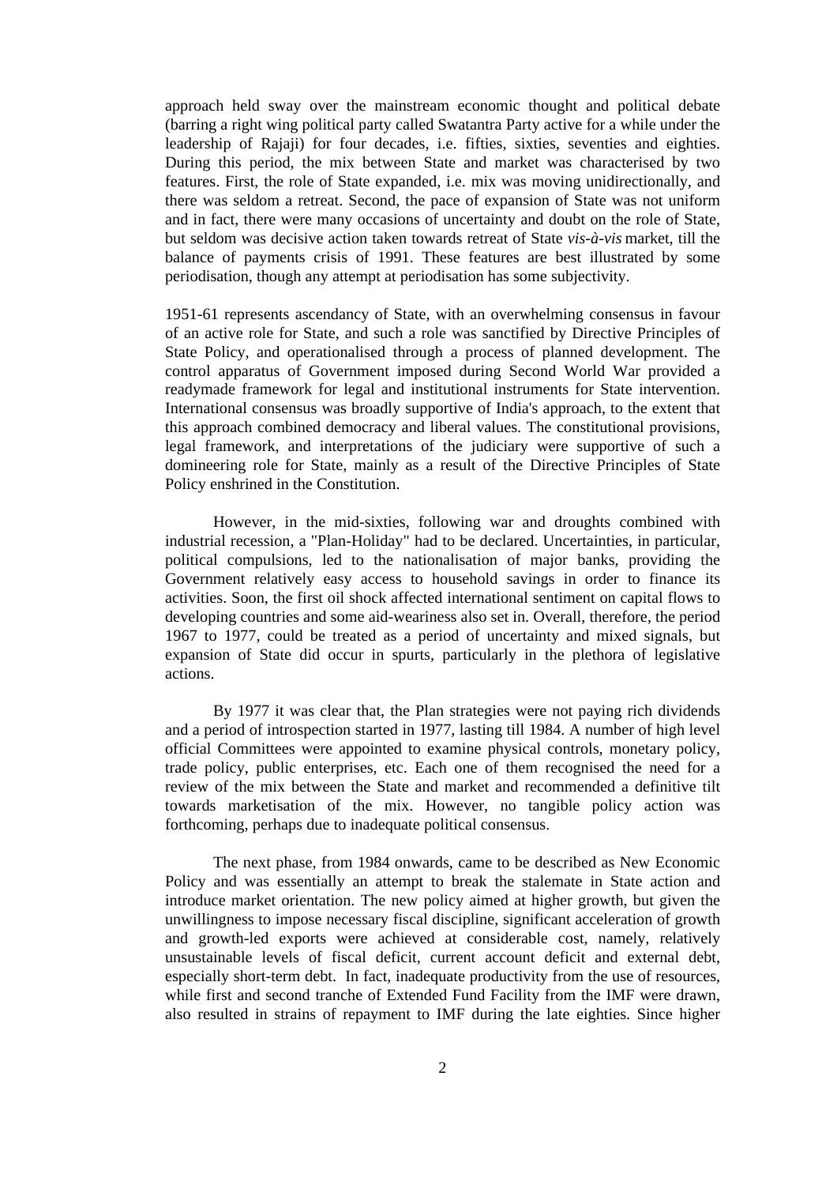approach held sway over the mainstream economic thought and political debate (barring a right wing political party called Swatantra Party active for a while under the leadership of Rajaji) for four decades, i.e. fifties, sixties, seventies and eighties. During this period, the mix between State and market was characterised by two features. First, the role of State expanded, i.e. mix was moving unidirectionally, and there was seldom a retreat. Second, the pace of expansion of State was not uniform and in fact, there were many occasions of uncertainty and doubt on the role of State, but seldom was decisive action taken towards retreat of State *vis-à-vis* market, till the balance of payments crisis of 1991. These features are best illustrated by some periodisation, though any attempt at periodisation has some subjectivity.

1951-61 represents ascendancy of State, with an overwhelming consensus in favour of an active role for State, and such a role was sanctified by Directive Principles of State Policy, and operationalised through a process of planned development. The control apparatus of Government imposed during Second World War provided a readymade framework for legal and institutional instruments for State intervention. International consensus was broadly supportive of India's approach, to the extent that this approach combined democracy and liberal values. The constitutional provisions, legal framework, and interpretations of the judiciary were supportive of such a domineering role for State, mainly as a result of the Directive Principles of State Policy enshrined in the Constitution.

However, in the mid-sixties, following war and droughts combined with industrial recession, a "Plan-Holiday" had to be declared. Uncertainties, in particular, political compulsions, led to the nationalisation of major banks, providing the Government relatively easy access to household savings in order to finance its activities. Soon, the first oil shock affected international sentiment on capital flows to developing countries and some aid-weariness also set in. Overall, therefore, the period 1967 to 1977, could be treated as a period of uncertainty and mixed signals, but expansion of State did occur in spurts, particularly in the plethora of legislative actions.

By 1977 it was clear that, the Plan strategies were not paying rich dividends and a period of introspection started in 1977, lasting till 1984. A number of high level official Committees were appointed to examine physical controls, monetary policy, trade policy, public enterprises, etc. Each one of them recognised the need for a review of the mix between the State and market and recommended a definitive tilt towards marketisation of the mix. However, no tangible policy action was forthcoming, perhaps due to inadequate political consensus.

The next phase, from 1984 onwards, came to be described as New Economic Policy and was essentially an attempt to break the stalemate in State action and introduce market orientation. The new policy aimed at higher growth, but given the unwillingness to impose necessary fiscal discipline, significant acceleration of growth and growth-led exports were achieved at considerable cost, namely, relatively unsustainable levels of fiscal deficit, current account deficit and external debt, especially short-term debt. In fact, inadequate productivity from the use of resources, while first and second tranche of Extended Fund Facility from the IMF were drawn, also resulted in strains of repayment to IMF during the late eighties. Since higher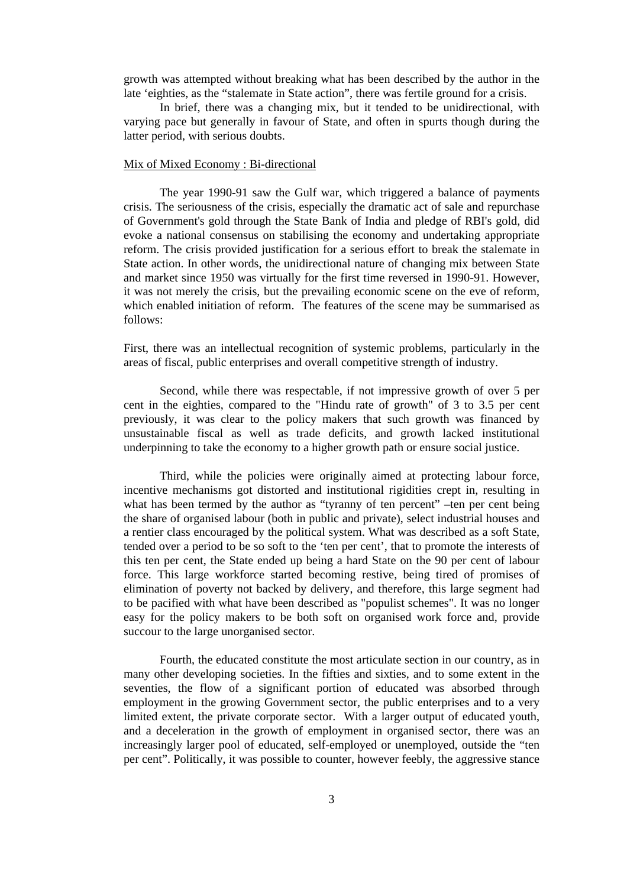growth was attempted without breaking what has been described by the author in the late 'eighties, as the "stalemate in State action", there was fertile ground for a crisis.

In brief, there was a changing mix, but it tended to be unidirectional, with varying pace but generally in favour of State, and often in spurts though during the latter period, with serious doubts.

## Mix of Mixed Economy : Bi-directional

The year 1990-91 saw the Gulf war, which triggered a balance of payments crisis. The seriousness of the crisis, especially the dramatic act of sale and repurchase of Government's gold through the State Bank of India and pledge of RBI's gold, did evoke a national consensus on stabilising the economy and undertaking appropriate reform. The crisis provided justification for a serious effort to break the stalemate in State action. In other words, the unidirectional nature of changing mix between State and market since 1950 was virtually for the first time reversed in 1990-91. However, it was not merely the crisis, but the prevailing economic scene on the eve of reform, which enabled initiation of reform. The features of the scene may be summarised as follows:

First, there was an intellectual recognition of systemic problems, particularly in the areas of fiscal, public enterprises and overall competitive strength of industry.

Second, while there was respectable, if not impressive growth of over 5 per cent in the eighties, compared to the "Hindu rate of growth" of 3 to 3.5 per cent previously, it was clear to the policy makers that such growth was financed by unsustainable fiscal as well as trade deficits, and growth lacked institutional underpinning to take the economy to a higher growth path or ensure social justice.

Third, while the policies were originally aimed at protecting labour force, incentive mechanisms got distorted and institutional rigidities crept in, resulting in what has been termed by the author as "tyranny of ten percent" –ten per cent being the share of organised labour (both in public and private), select industrial houses and a rentier class encouraged by the political system. What was described as a soft State, tended over a period to be so soft to the 'ten per cent', that to promote the interests of this ten per cent, the State ended up being a hard State on the 90 per cent of labour force. This large workforce started becoming restive, being tired of promises of elimination of poverty not backed by delivery, and therefore, this large segment had to be pacified with what have been described as "populist schemes". It was no longer easy for the policy makers to be both soft on organised work force and, provide succour to the large unorganised sector.

Fourth, the educated constitute the most articulate section in our country, as in many other developing societies. In the fifties and sixties, and to some extent in the seventies, the flow of a significant portion of educated was absorbed through employment in the growing Government sector, the public enterprises and to a very limited extent, the private corporate sector. With a larger output of educated youth, and a deceleration in the growth of employment in organised sector, there was an increasingly larger pool of educated, self-employed or unemployed, outside the "ten per cent". Politically, it was possible to counter, however feebly, the aggressive stance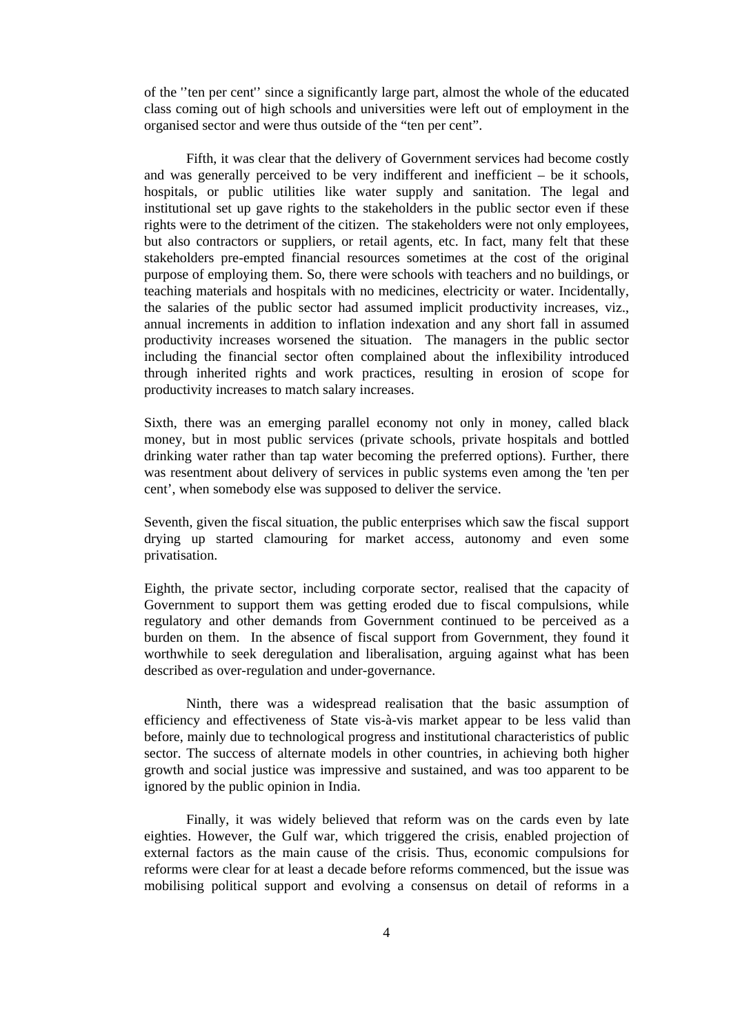of the ''ten per cent'' since a significantly large part, almost the whole of the educated class coming out of high schools and universities were left out of employment in the organised sector and were thus outside of the "ten per cent".

Fifth, it was clear that the delivery of Government services had become costly and was generally perceived to be very indifferent and inefficient – be it schools, hospitals, or public utilities like water supply and sanitation. The legal and institutional set up gave rights to the stakeholders in the public sector even if these rights were to the detriment of the citizen. The stakeholders were not only employees, but also contractors or suppliers, or retail agents, etc. In fact, many felt that these stakeholders pre-empted financial resources sometimes at the cost of the original purpose of employing them. So, there were schools with teachers and no buildings, or teaching materials and hospitals with no medicines, electricity or water. Incidentally, the salaries of the public sector had assumed implicit productivity increases, viz., annual increments in addition to inflation indexation and any short fall in assumed productivity increases worsened the situation. The managers in the public sector including the financial sector often complained about the inflexibility introduced through inherited rights and work practices, resulting in erosion of scope for productivity increases to match salary increases.

Sixth, there was an emerging parallel economy not only in money, called black money, but in most public services (private schools, private hospitals and bottled drinking water rather than tap water becoming the preferred options). Further, there was resentment about delivery of services in public systems even among the 'ten per cent', when somebody else was supposed to deliver the service.

Seventh, given the fiscal situation, the public enterprises which saw the fiscal support drying up started clamouring for market access, autonomy and even some privatisation.

Eighth, the private sector, including corporate sector, realised that the capacity of Government to support them was getting eroded due to fiscal compulsions, while regulatory and other demands from Government continued to be perceived as a burden on them. In the absence of fiscal support from Government, they found it worthwhile to seek deregulation and liberalisation, arguing against what has been described as over-regulation and under-governance.

Ninth, there was a widespread realisation that the basic assumption of efficiency and effectiveness of State vis-à-vis market appear to be less valid than before, mainly due to technological progress and institutional characteristics of public sector. The success of alternate models in other countries, in achieving both higher growth and social justice was impressive and sustained, and was too apparent to be ignored by the public opinion in India.

Finally, it was widely believed that reform was on the cards even by late eighties. However, the Gulf war, which triggered the crisis, enabled projection of external factors as the main cause of the crisis. Thus, economic compulsions for reforms were clear for at least a decade before reforms commenced, but the issue was mobilising political support and evolving a consensus on detail of reforms in a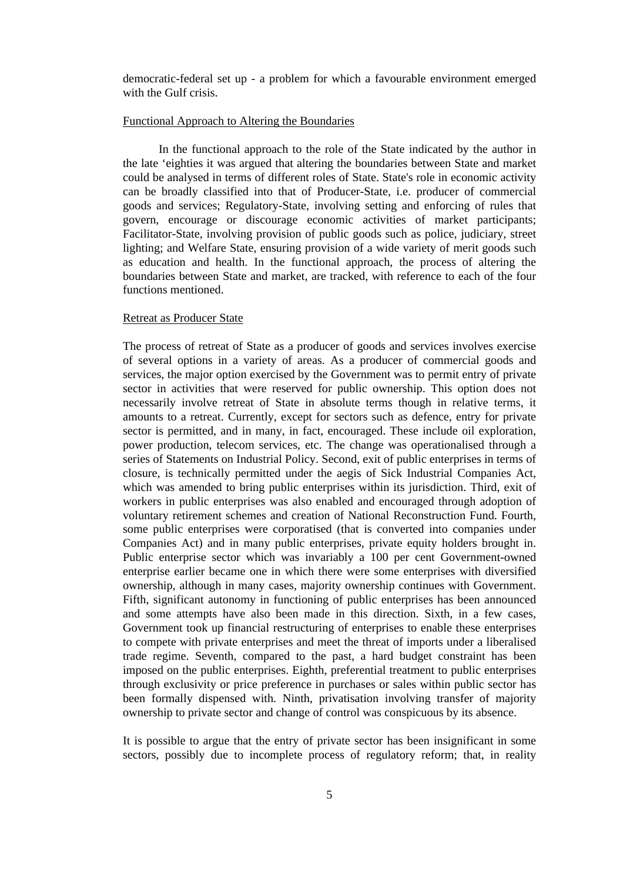democratic-federal set up - a problem for which a favourable environment emerged with the Gulf crisis.

## Functional Approach to Altering the Boundaries

In the functional approach to the role of the State indicated by the author in the late 'eighties it was argued that altering the boundaries between State and market could be analysed in terms of different roles of State. State's role in economic activity can be broadly classified into that of Producer-State, i.e. producer of commercial goods and services; Regulatory-State, involving setting and enforcing of rules that govern, encourage or discourage economic activities of market participants; Facilitator-State, involving provision of public goods such as police, judiciary, street lighting; and Welfare State, ensuring provision of a wide variety of merit goods such as education and health. In the functional approach, the process of altering the boundaries between State and market, are tracked, with reference to each of the four functions mentioned.

## Retreat as Producer State

The process of retreat of State as a producer of goods and services involves exercise of several options in a variety of areas. As a producer of commercial goods and services, the major option exercised by the Government was to permit entry of private sector in activities that were reserved for public ownership. This option does not necessarily involve retreat of State in absolute terms though in relative terms, it amounts to a retreat. Currently, except for sectors such as defence, entry for private sector is permitted, and in many, in fact, encouraged. These include oil exploration, power production, telecom services, etc. The change was operationalised through a series of Statements on Industrial Policy. Second, exit of public enterprises in terms of closure, is technically permitted under the aegis of Sick Industrial Companies Act, which was amended to bring public enterprises within its jurisdiction. Third, exit of workers in public enterprises was also enabled and encouraged through adoption of voluntary retirement schemes and creation of National Reconstruction Fund. Fourth, some public enterprises were corporatised (that is converted into companies under Companies Act) and in many public enterprises, private equity holders brought in. Public enterprise sector which was invariably a 100 per cent Government-owned enterprise earlier became one in which there were some enterprises with diversified ownership, although in many cases, majority ownership continues with Government. Fifth, significant autonomy in functioning of public enterprises has been announced and some attempts have also been made in this direction. Sixth, in a few cases, Government took up financial restructuring of enterprises to enable these enterprises to compete with private enterprises and meet the threat of imports under a liberalised trade regime. Seventh, compared to the past, a hard budget constraint has been imposed on the public enterprises. Eighth, preferential treatment to public enterprises through exclusivity or price preference in purchases or sales within public sector has been formally dispensed with. Ninth, privatisation involving transfer of majority ownership to private sector and change of control was conspicuous by its absence.

It is possible to argue that the entry of private sector has been insignificant in some sectors, possibly due to incomplete process of regulatory reform; that, in reality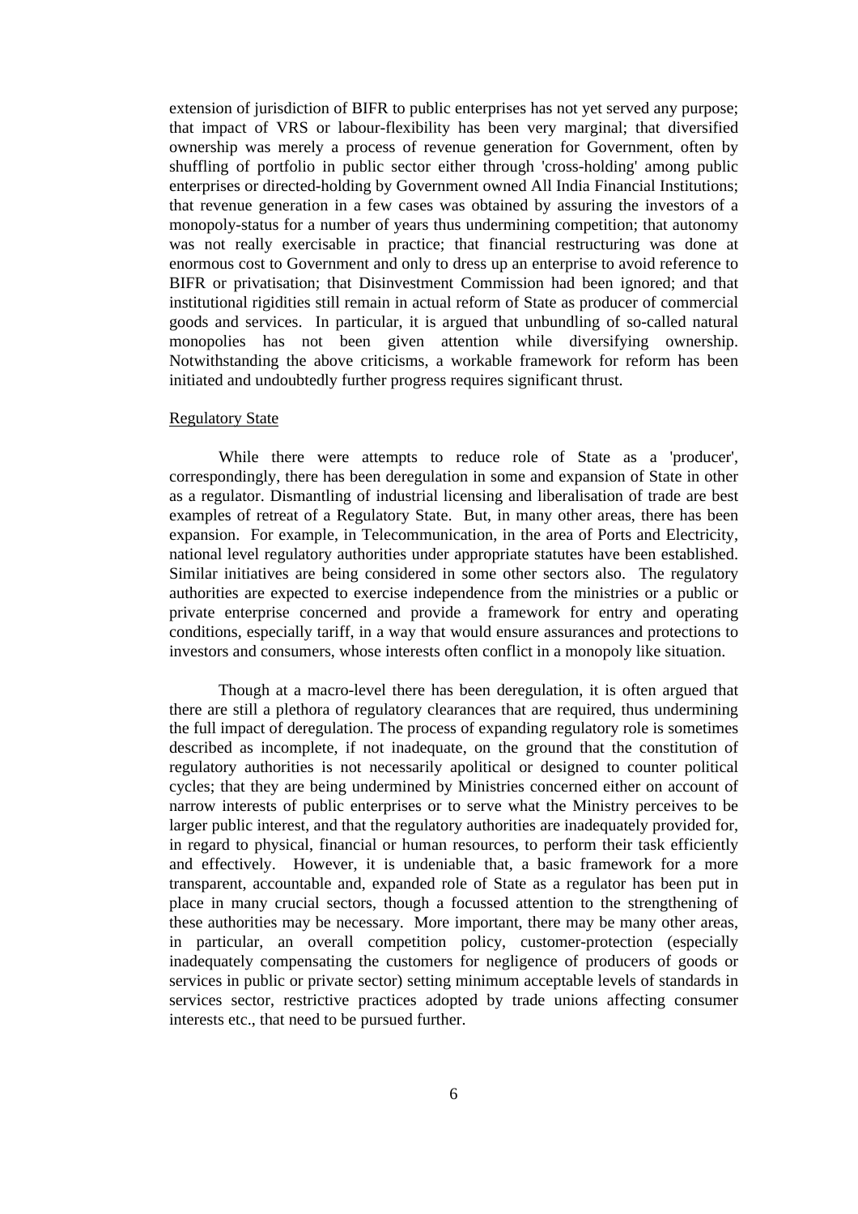extension of jurisdiction of BIFR to public enterprises has not yet served any purpose; that impact of VRS or labour-flexibility has been very marginal; that diversified ownership was merely a process of revenue generation for Government, often by shuffling of portfolio in public sector either through 'cross-holding' among public enterprises or directed-holding by Government owned All India Financial Institutions; that revenue generation in a few cases was obtained by assuring the investors of a monopoly-status for a number of years thus undermining competition; that autonomy was not really exercisable in practice; that financial restructuring was done at enormous cost to Government and only to dress up an enterprise to avoid reference to BIFR or privatisation; that Disinvestment Commission had been ignored; and that institutional rigidities still remain in actual reform of State as producer of commercial goods and services. In particular, it is argued that unbundling of so-called natural monopolies has not been given attention while diversifying ownership. Notwithstanding the above criticisms, a workable framework for reform has been initiated and undoubtedly further progress requires significant thrust.

Regulatory State

While there were attempts to reduce role of State as a 'producer', correspondingly, there has been deregulation in some and expansion of State in other as a regulator. Dismantling of industrial licensing and liberalisation of trade are best examples of retreat of a Regulatory State. But, in many other areas, there has been expansion. For example, in Telecommunication, in the area of Ports and Electricity, national level regulatory authorities under appropriate statutes have been established. Similar initiatives are being considered in some other sectors also. The regulatory authorities are expected to exercise independence from the ministries or a public or private enterprise concerned and provide a framework for entry and operating conditions, especially tariff, in a way that would ensure assurances and protections to investors and consumers, whose interests often conflict in a monopoly like situation.

Though at a macro-level there has been deregulation, it is often argued that there are still a plethora of regulatory clearances that are required, thus undermining the full impact of deregulation. The process of expanding regulatory role is sometimes described as incomplete, if not inadequate, on the ground that the constitution of regulatory authorities is not necessarily apolitical or designed to counter political cycles; that they are being undermined by Ministries concerned either on account of narrow interests of public enterprises or to serve what the Ministry perceives to be larger public interest, and that the regulatory authorities are inadequately provided for, in regard to physical, financial or human resources, to perform their task efficiently and effectively. However, it is undeniable that, a basic framework for a more transparent, accountable and, expanded role of State as a regulator has been put in place in many crucial sectors, though a focussed attention to the strengthening of these authorities may be necessary. More important, there may be many other areas, in particular, an overall competition policy, customer-protection (especially inadequately compensating the customers for negligence of producers of goods or services in public or private sector) setting minimum acceptable levels of standards in services sector, restrictive practices adopted by trade unions affecting consumer interests etc., that need to be pursued further.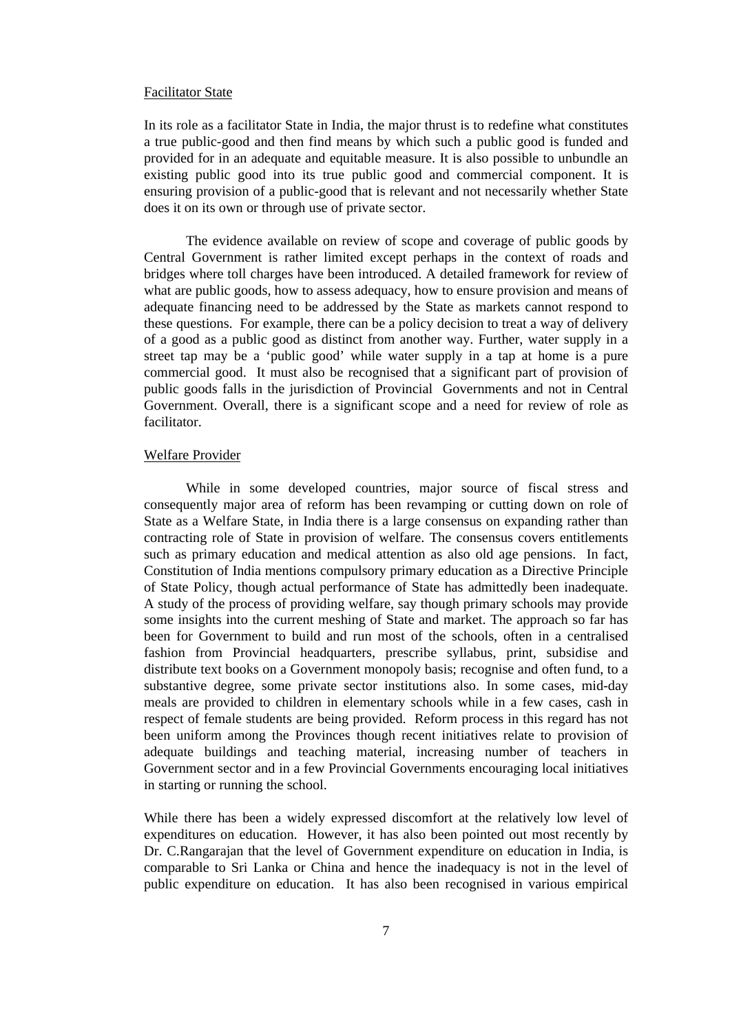## Facilitator State

In its role as a facilitator State in India, the major thrust is to redefine what constitutes a true public-good and then find means by which such a public good is funded and provided for in an adequate and equitable measure. It is also possible to unbundle an existing public good into its true public good and commercial component. It is ensuring provision of a public-good that is relevant and not necessarily whether State does it on its own or through use of private sector.

The evidence available on review of scope and coverage of public goods by Central Government is rather limited except perhaps in the context of roads and bridges where toll charges have been introduced. A detailed framework for review of what are public goods, how to assess adequacy, how to ensure provision and means of adequate financing need to be addressed by the State as markets cannot respond to these questions. For example, there can be a policy decision to treat a way of delivery of a good as a public good as distinct from another way. Further, water supply in a street tap may be a 'public good' while water supply in a tap at home is a pure commercial good. It must also be recognised that a significant part of provision of public goods falls in the jurisdiction of Provincial Governments and not in Central Government. Overall, there is a significant scope and a need for review of role as facilitator.

## Welfare Provider

While in some developed countries, major source of fiscal stress and consequently major area of reform has been revamping or cutting down on role of State as a Welfare State, in India there is a large consensus on expanding rather than contracting role of State in provision of welfare. The consensus covers entitlements such as primary education and medical attention as also old age pensions. In fact, Constitution of India mentions compulsory primary education as a Directive Principle of State Policy, though actual performance of State has admittedly been inadequate. A study of the process of providing welfare, say though primary schools may provide some insights into the current meshing of State and market. The approach so far has been for Government to build and run most of the schools, often in a centralised fashion from Provincial headquarters, prescribe syllabus, print, subsidise and distribute text books on a Government monopoly basis; recognise and often fund, to a substantive degree, some private sector institutions also. In some cases, mid-day meals are provided to children in elementary schools while in a few cases, cash in respect of female students are being provided. Reform process in this regard has not been uniform among the Provinces though recent initiatives relate to provision of adequate buildings and teaching material, increasing number of teachers in Government sector and in a few Provincial Governments encouraging local initiatives in starting or running the school.

While there has been a widely expressed discomfort at the relatively low level of expenditures on education. However, it has also been pointed out most recently by Dr. C.Rangarajan that the level of Government expenditure on education in India, is comparable to Sri Lanka or China and hence the inadequacy is not in the level of public expenditure on education. It has also been recognised in various empirical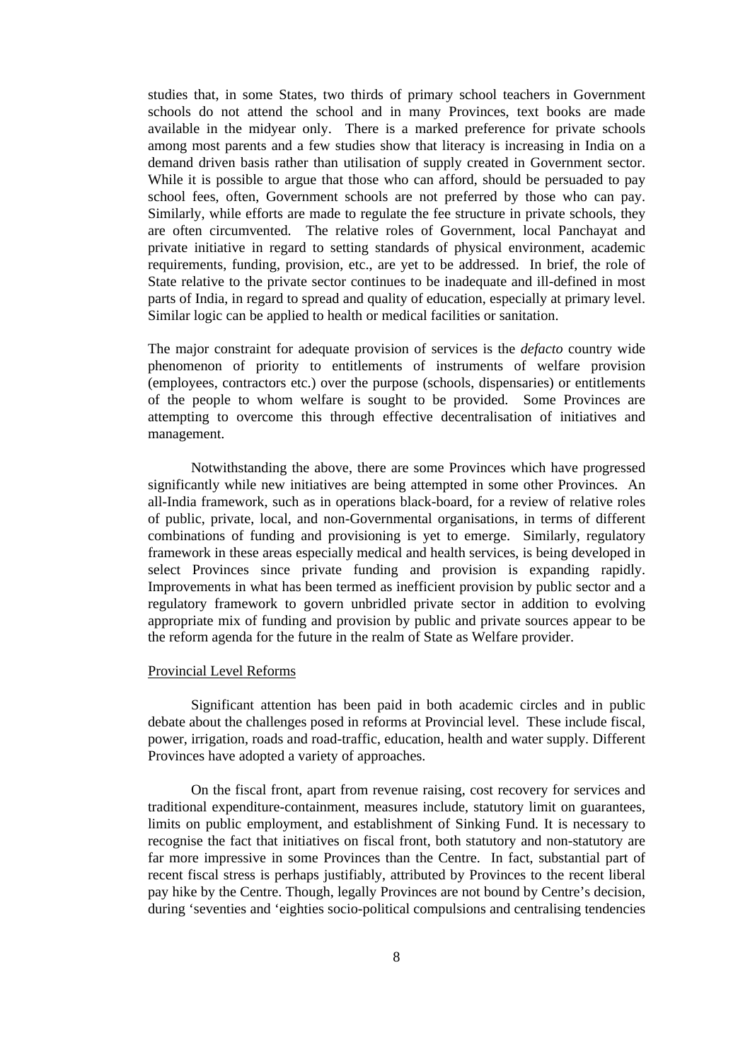studies that, in some States, two thirds of primary school teachers in Government schools do not attend the school and in many Provinces, text books are made available in the midyear only. There is a marked preference for private schools among most parents and a few studies show that literacy is increasing in India on a demand driven basis rather than utilisation of supply created in Government sector. While it is possible to argue that those who can afford, should be persuaded to pay school fees, often, Government schools are not preferred by those who can pay. Similarly, while efforts are made to regulate the fee structure in private schools, they are often circumvented. The relative roles of Government, local Panchayat and private initiative in regard to setting standards of physical environment, academic requirements, funding, provision, etc., are yet to be addressed. In brief, the role of State relative to the private sector continues to be inadequate and ill-defined in most parts of India, in regard to spread and quality of education, especially at primary level. Similar logic can be applied to health or medical facilities or sanitation.

The major constraint for adequate provision of services is the *defacto* country wide phenomenon of priority to entitlements of instruments of welfare provision (employees, contractors etc.) over the purpose (schools, dispensaries) or entitlements of the people to whom welfare is sought to be provided. Some Provinces are attempting to overcome this through effective decentralisation of initiatives and management.

Notwithstanding the above, there are some Provinces which have progressed significantly while new initiatives are being attempted in some other Provinces. An all-India framework, such as in operations black-board, for a review of relative roles of public, private, local, and non-Governmental organisations, in terms of different combinations of funding and provisioning is yet to emerge. Similarly, regulatory framework in these areas especially medical and health services, is being developed in select Provinces since private funding and provision is expanding rapidly. Improvements in what has been termed as inefficient provision by public sector and a regulatory framework to govern unbridled private sector in addition to evolving appropriate mix of funding and provision by public and private sources appear to be the reform agenda for the future in the realm of State as Welfare provider.

## Provincial Level Reforms

Significant attention has been paid in both academic circles and in public debate about the challenges posed in reforms at Provincial level. These include fiscal, power, irrigation, roads and road-traffic, education, health and water supply. Different Provinces have adopted a variety of approaches.

On the fiscal front, apart from revenue raising, cost recovery for services and traditional expenditure-containment, measures include, statutory limit on guarantees, limits on public employment, and establishment of Sinking Fund. It is necessary to recognise the fact that initiatives on fiscal front, both statutory and non-statutory are far more impressive in some Provinces than the Centre. In fact, substantial part of recent fiscal stress is perhaps justifiably, attributed by Provinces to the recent liberal pay hike by the Centre. Though, legally Provinces are not bound by Centre's decision, during 'seventies and 'eighties socio-political compulsions and centralising tendencies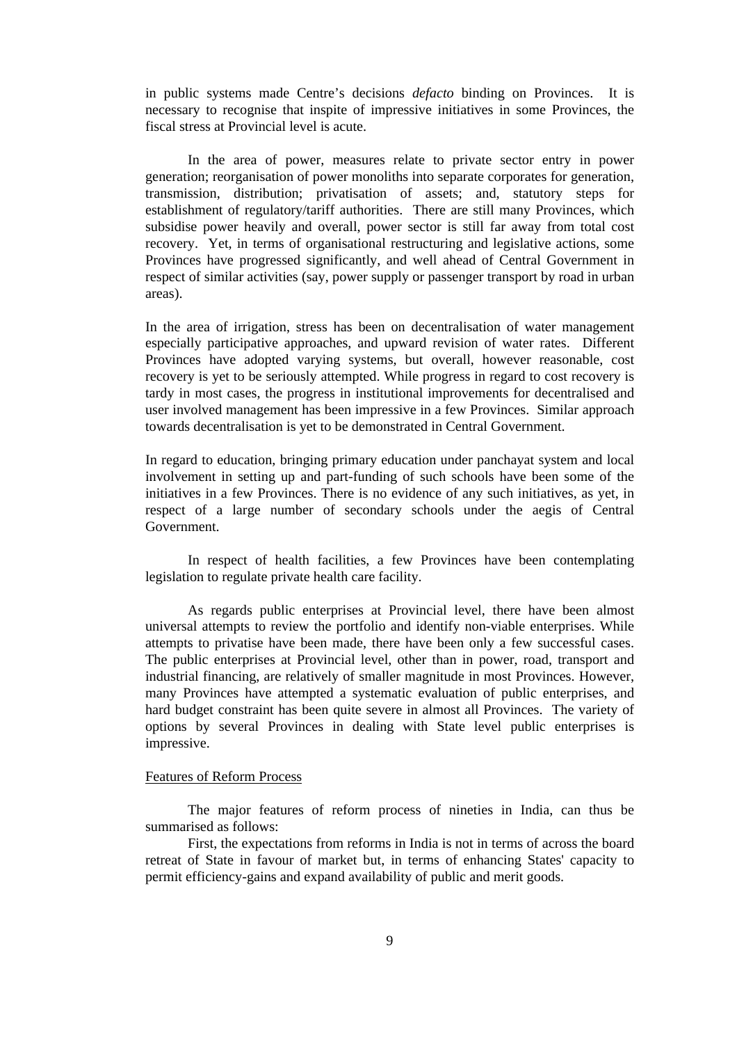in public systems made Centre's decisions *defacto* binding on Provinces. It is necessary to recognise that inspite of impressive initiatives in some Provinces, the fiscal stress at Provincial level is acute.

In the area of power, measures relate to private sector entry in power generation; reorganisation of power monoliths into separate corporates for generation, transmission, distribution; privatisation of assets; and, statutory steps for establishment of regulatory/tariff authorities. There are still many Provinces, which subsidise power heavily and overall, power sector is still far away from total cost recovery. Yet, in terms of organisational restructuring and legislative actions, some Provinces have progressed significantly, and well ahead of Central Government in respect of similar activities (say, power supply or passenger transport by road in urban areas).

In the area of irrigation, stress has been on decentralisation of water management especially participative approaches, and upward revision of water rates. Different Provinces have adopted varying systems, but overall, however reasonable, cost recovery is yet to be seriously attempted. While progress in regard to cost recovery is tardy in most cases, the progress in institutional improvements for decentralised and user involved management has been impressive in a few Provinces. Similar approach towards decentralisation is yet to be demonstrated in Central Government.

In regard to education, bringing primary education under panchayat system and local involvement in setting up and part-funding of such schools have been some of the initiatives in a few Provinces. There is no evidence of any such initiatives, as yet, in respect of a large number of secondary schools under the aegis of Central Government.

In respect of health facilities, a few Provinces have been contemplating legislation to regulate private health care facility.

As regards public enterprises at Provincial level, there have been almost universal attempts to review the portfolio and identify non-viable enterprises. While attempts to privatise have been made, there have been only a few successful cases. The public enterprises at Provincial level, other than in power, road, transport and industrial financing, are relatively of smaller magnitude in most Provinces. However, many Provinces have attempted a systematic evaluation of public enterprises, and hard budget constraint has been quite severe in almost all Provinces. The variety of options by several Provinces in dealing with State level public enterprises is impressive.

## Features of Reform Process

The major features of reform process of nineties in India, can thus be summarised as follows:

First, the expectations from reforms in India is not in terms of across the board retreat of State in favour of market but, in terms of enhancing States' capacity to permit efficiency-gains and expand availability of public and merit goods.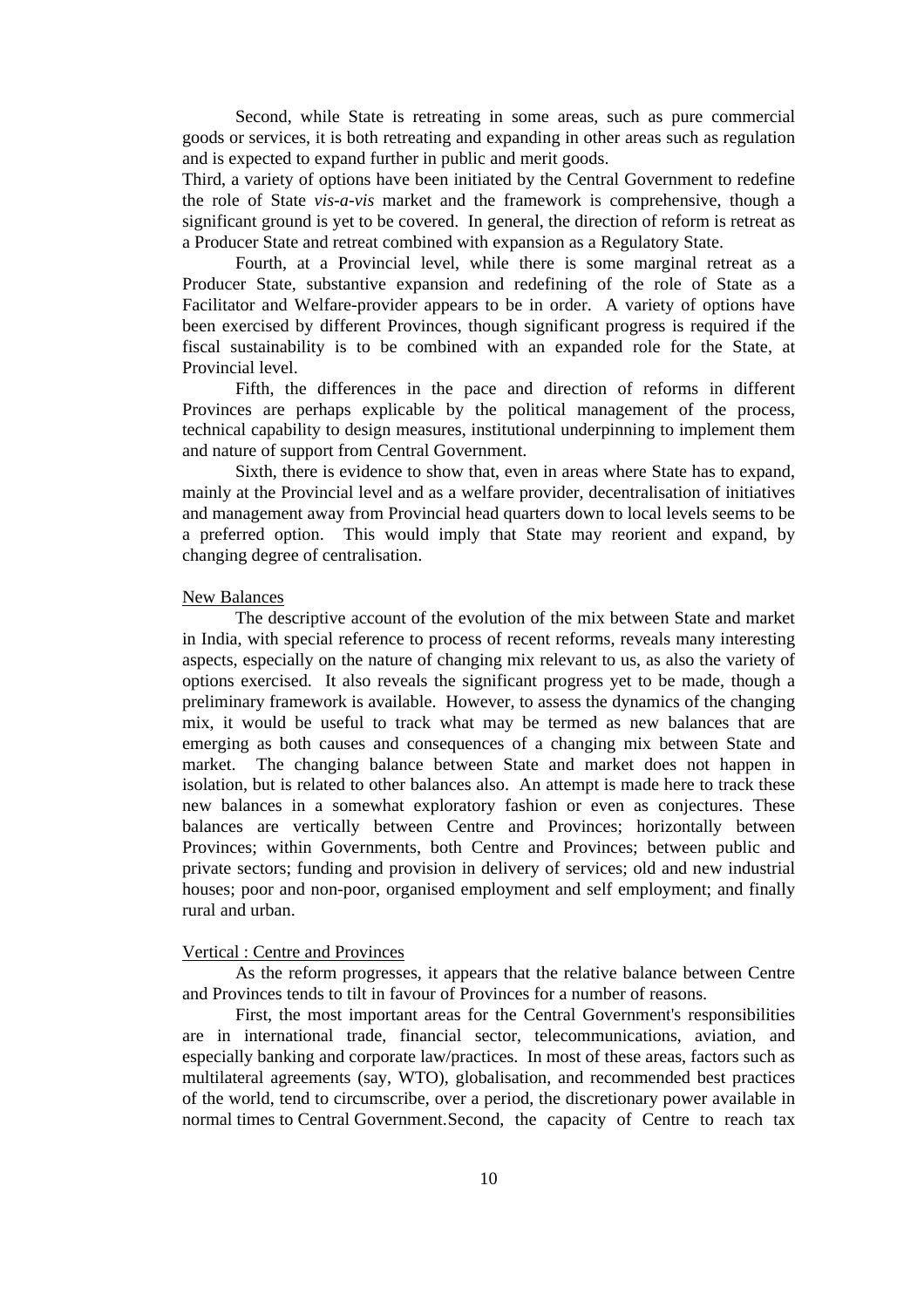Second, while State is retreating in some areas, such as pure commercial goods or services, it is both retreating and expanding in other areas such as regulation and is expected to expand further in public and merit goods.

Third, a variety of options have been initiated by the Central Government to redefine the role of State *vis-a-vis* market and the framework is comprehensive, though a significant ground is yet to be covered. In general, the direction of reform is retreat as a Producer State and retreat combined with expansion as a Regulatory State.

Fourth, at a Provincial level, while there is some marginal retreat as a Producer State, substantive expansion and redefining of the role of State as a Facilitator and Welfare-provider appears to be in order. A variety of options have been exercised by different Provinces, though significant progress is required if the fiscal sustainability is to be combined with an expanded role for the State, at Provincial level.

Fifth, the differences in the pace and direction of reforms in different Provinces are perhaps explicable by the political management of the process, technical capability to design measures, institutional underpinning to implement them and nature of support from Central Government.

Sixth, there is evidence to show that, even in areas where State has to expand, mainly at the Provincial level and as a welfare provider, decentralisation of initiatives and management away from Provincial head quarters down to local levels seems to be a preferred option. This would imply that State may reorient and expand, by changing degree of centralisation.

## New Balances

The descriptive account of the evolution of the mix between State and market in India, with special reference to process of recent reforms, reveals many interesting aspects, especially on the nature of changing mix relevant to us, as also the variety of options exercised. It also reveals the significant progress yet to be made, though a preliminary framework is available. However, to assess the dynamics of the changing mix, it would be useful to track what may be termed as new balances that are emerging as both causes and consequences of a changing mix between State and market. The changing balance between State and market does not happen in isolation, but is related to other balances also. An attempt is made here to track these new balances in a somewhat exploratory fashion or even as conjectures. These balances are vertically between Centre and Provinces; horizontally between Provinces; within Governments, both Centre and Provinces; between public and private sectors; funding and provision in delivery of services; old and new industrial houses; poor and non-poor, organised employment and self employment; and finally rural and urban.

## Vertical : Centre and Provinces

As the reform progresses, it appears that the relative balance between Centre and Provinces tends to tilt in favour of Provinces for a number of reasons.

First, the most important areas for the Central Government's responsibilities are in international trade, financial sector, telecommunications, aviation, and especially banking and corporate law/practices. In most of these areas, factors such as multilateral agreements (say, WTO), globalisation, and recommended best practices of the world, tend to circumscribe, over a period, the discretionary power available in normal times to Central Government.Second, the capacity of Centre to reach tax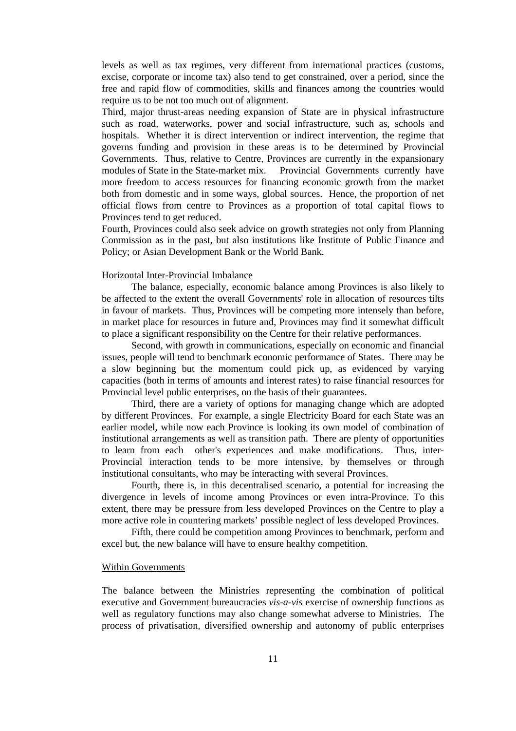levels as well as tax regimes, very different from international practices (customs, excise, corporate or income tax) also tend to get constrained, over a period, since the free and rapid flow of commodities, skills and finances among the countries would require us to be not too much out of alignment.

Third, major thrust-areas needing expansion of State are in physical infrastructure such as road, waterworks, power and social infrastructure, such as, schools and hospitals. Whether it is direct intervention or indirect intervention, the regime that governs funding and provision in these areas is to be determined by Provincial Governments. Thus, relative to Centre, Provinces are currently in the expansionary modules of State in the State-market mix. Provincial Governments currently have more freedom to access resources for financing economic growth from the market both from domestic and in some ways, global sources. Hence, the proportion of net official flows from centre to Provinces as a proportion of total capital flows to Provinces tend to get reduced.

Fourth, Provinces could also seek advice on growth strategies not only from Planning Commission as in the past, but also institutions like Institute of Public Finance and Policy; or Asian Development Bank or the World Bank.

Horizontal Inter-Provincial Imbalance

The balance, especially, economic balance among Provinces is also likely to be affected to the extent the overall Governments' role in allocation of resources tilts in favour of markets. Thus, Provinces will be competing more intensely than before, in market place for resources in future and, Provinces may find it somewhat difficult to place a significant responsibility on the Centre for their relative performances.

Second, with growth in communications, especially on economic and financial issues, people will tend to benchmark economic performance of States. There may be a slow beginning but the momentum could pick up, as evidenced by varying capacities (both in terms of amounts and interest rates) to raise financial resources for Provincial level public enterprises, on the basis of their guarantees.

Third, there are a variety of options for managing change which are adopted by different Provinces. For example, a single Electricity Board for each State was an earlier model, while now each Province is looking its own model of combination of institutional arrangements as well as transition path. There are plenty of opportunities to learn from each other's experiences and make modifications. Thus, inter-Provincial interaction tends to be more intensive, by themselves or through institutional consultants, who may be interacting with several Provinces.

Fourth, there is, in this decentralised scenario, a potential for increasing the divergence in levels of income among Provinces or even intra-Province. To this extent, there may be pressure from less developed Provinces on the Centre to play a more active role in countering markets' possible neglect of less developed Provinces.

Fifth, there could be competition among Provinces to benchmark, perform and excel but, the new balance will have to ensure healthy competition.

Within Governments

The balance between the Ministries representing the combination of political executive and Government bureaucracies *vis-a-vis* exercise of ownership functions as well as regulatory functions may also change somewhat adverse to Ministries. The process of privatisation, diversified ownership and autonomy of public enterprises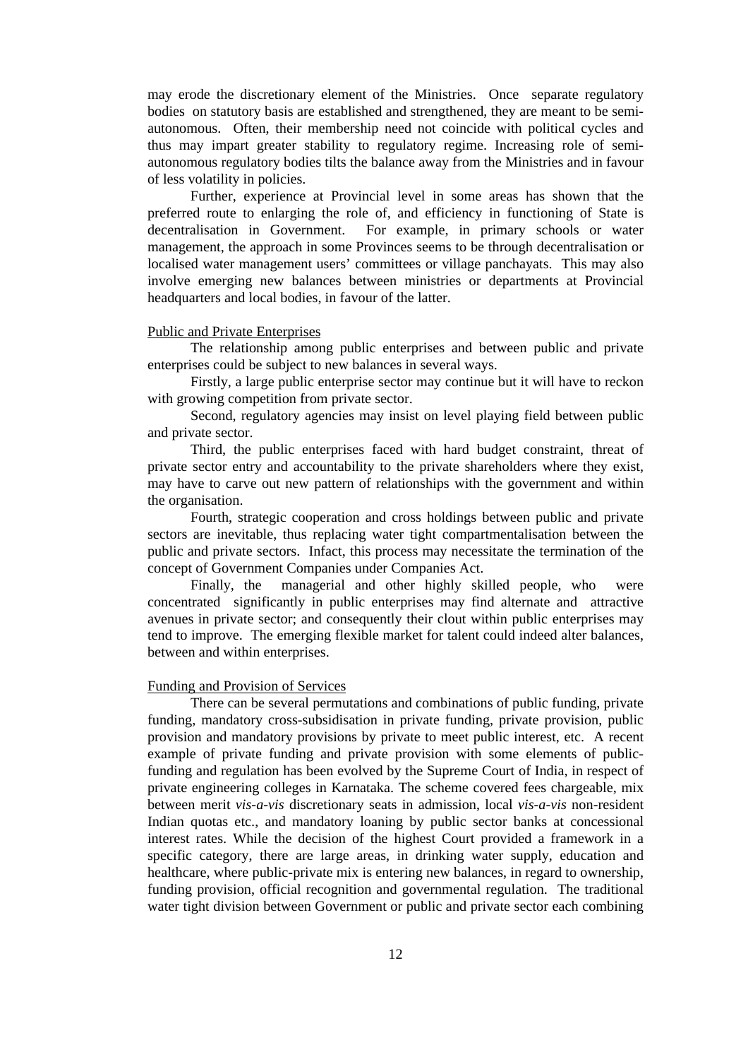may erode the discretionary element of the Ministries. Once separate regulatory bodies on statutory basis are established and strengthened, they are meant to be semi-autonomous. Often, their membership need not coincide with political cycles and thus may impart greater stability to regulatory regime. Increasing role of semi-autonomous regulatory bodies tilts the balance away from the Ministries and in favour of less volatility in policies.

Further, experience at Provincial level in some areas has shown that the preferred route to enlarging the role of, and efficiency in functioning of State is decentralisation in Government. For example, in primary schools or water management, the approach in some Provinces seems to be through decentralisation or localised water management users' committees or village panchayats. This may also involve emerging new balances between ministries or departments at Provincial headquarters and local bodies, in favour of the latter.

Public and Private Enterprises

The relationship among public enterprises and between public and private enterprises could be subject to new balances in several ways.

Firstly, a large public enterprise sector may continue but it will have to reckon with growing competition from private sector.

Second, regulatory agencies may insist on level playing field between public and private sector.

Third, the public enterprises faced with hard budget constraint, threat of private sector entry and accountability to the private shareholders where they exist, may have to carve out new pattern of relationships with the government and within the organisation.

Fourth, strategic cooperation and cross holdings between public and private sectors are inevitable, thus replacing water tight compartmentalisation between the public and private sectors. Infact, this process may necessitate the termination of the concept of Government Companies under Companies Act.

Finally, the managerial and other highly skilled people, who were concentrated significantly in public enterprises may find alternate and attractive avenues in private sector; and consequently their clout within public enterprises may tend to improve. The emerging flexible market for talent could indeed alter balances, between and within enterprises.

Funding and Provision of Services

There can be several permutations and combinations of public funding, private funding, mandatory cross-subsidisation in private funding, private provision, public provision and mandatory provisions by private to meet public interest, etc. A recent example of private funding and private provision with some elements of public-funding and regulation has been evolved by the Supreme Court of India, in respect of private engineering colleges in Karnataka. The scheme covered fees chargeable, mix between merit *vis-a-vis* discretionary seats in admission, local *vis-a-vis* non-resident Indian quotas etc., and mandatory loaning by public sector banks at concessional interest rates. While the decision of the highest Court provided a framework in a specific category, there are large areas, in drinking water supply, education and healthcare, where public-private mix is entering new balances, in regard to ownership, funding provision, official recognition and governmental regulation. The traditional water tight division between Government or public and private sector each combining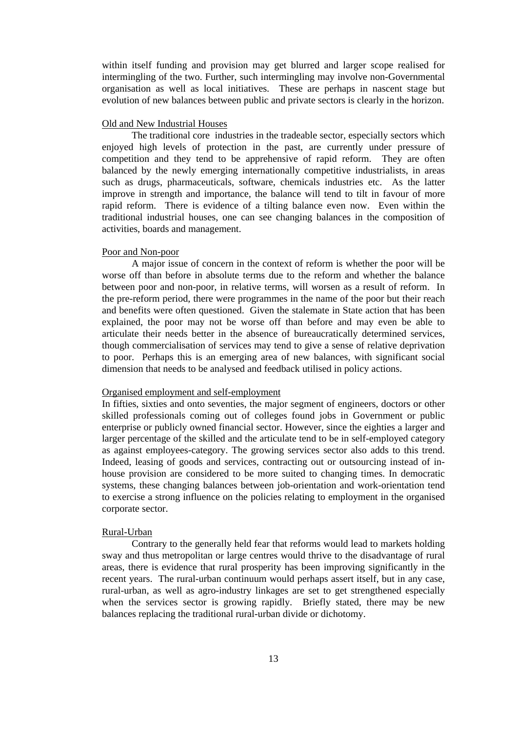within itself funding and provision may get blurred and larger scope realised for intermingling of the two. Further, such intermingling may involve non-Governmental organisation as well as local initiatives. These are perhaps in nascent stage but evolution of new balances between public and private sectors is clearly in the horizon.

<u>Old and New Industrial Houses</u>

The traditional core industries in the tradeable sector, especially sectors which enjoyed high levels of protection in the past, are currently under pressure of competition and they tend to be apprehensive of rapid reform. They are often balanced by the newly emerging internationally competitive industrialists, in areas such as drugs, pharmaceuticals, software, chemicals industries etc. As the latter improve in strength and importance, the balance will tend to tilt in favour of more rapid reform. There is evidence of a tilting balance even now. Even within the traditional industrial houses, one can see changing balances in the composition of activities, boards and management.

<u>Poor and Non-poor</u>

A major issue of concern in the context of reform is whether the poor will be worse off than before in absolute terms due to the reform and whether the balance between poor and non-poor, in relative terms, will worsen as a result of reform. In the pre-reform period, there were programmes in the name of the poor but their reach and benefits were often questioned. Given the stalemate in State action that has been explained, the poor may not be worse off than before and may even be able to articulate their needs better in the absence of bureaucratically determined services, though commercialisation of services may tend to give a sense of relative deprivation to poor. Perhaps this is an emerging area of new balances, with significant social dimension that needs to be analysed and feedback utilised in policy actions.

<u>Organised employment and self-employment</u>

In fifties, sixties and onto seventies, the major segment of engineers, doctors or other skilled professionals coming out of colleges found jobs in Government or public enterprise or publicly owned financial sector. However, since the eighties a larger and larger percentage of the skilled and the articulate tend to be in self-employed category as against employees-category. The growing services sector also adds to this trend. Indeed, leasing of goods and services, contracting out or outsourcing instead of in-house provision are considered to be more suited to changing times. In democratic systems, these changing balances between job-orientation and work-orientation tend to exercise a strong influence on the policies relating to employment in the organised corporate sector.

<u>Rural-Urban</u>

Contrary to the generally held fear that reforms would lead to markets holding sway and thus metropolitan or large centres would thrive to the disadvantage of rural areas, there is evidence that rural prosperity has been improving significantly in the recent years. The rural-urban continuum would perhaps assert itself, but in any case, rural-urban, as well as agro-industry linkages are set to get strengthened especially when the services sector is growing rapidly. Briefly stated, there may be new balances replacing the traditional rural-urban divide or dichotomy.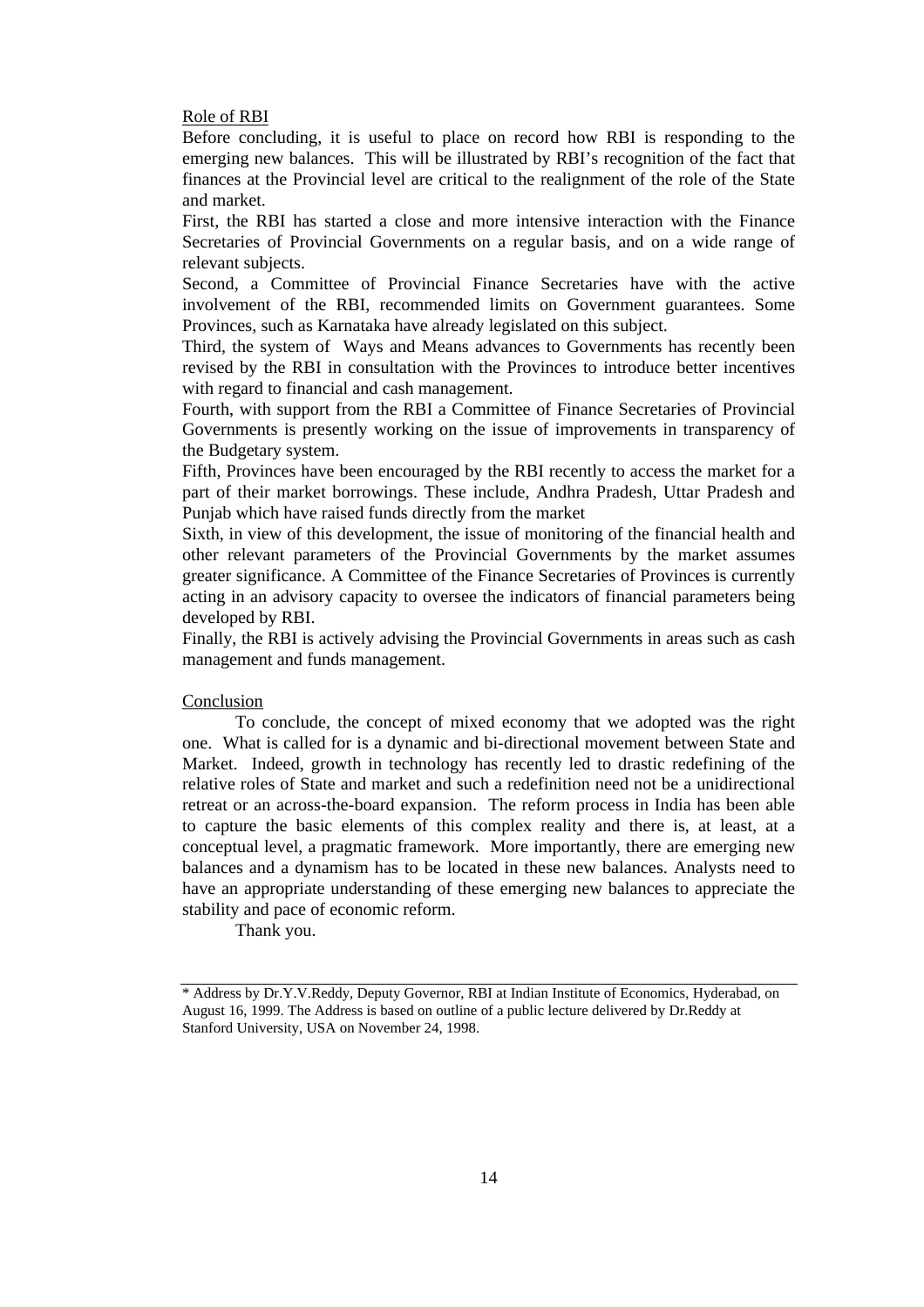Role of RBI

Before concluding, it is useful to place on record how RBI is responding to the emerging new balances. This will be illustrated by RBI's recognition of the fact that finances at the Provincial level are critical to the realignment of the role of the State and market.

First, the RBI has started a close and more intensive interaction with the Finance Secretaries of Provincial Governments on a regular basis, and on a wide range of relevant subjects.

Second, a Committee of Provincial Finance Secretaries have with the active involvement of the RBI, recommended limits on Government guarantees. Some Provinces, such as Karnataka have already legislated on this subject.

Third, the system of Ways and Means advances to Governments has recently been revised by the RBI in consultation with the Provinces to introduce better incentives with regard to financial and cash management.

Fourth, with support from the RBI a Committee of Finance Secretaries of Provincial Governments is presently working on the issue of improvements in transparency of the Budgetary system.

Fifth, Provinces have been encouraged by the RBI recently to access the market for a part of their market borrowings. These include, Andhra Pradesh, Uttar Pradesh and Punjab which have raised funds directly from the market

Sixth, in view of this development, the issue of monitoring of the financial health and other relevant parameters of the Provincial Governments by the market assumes greater significance. A Committee of the Finance Secretaries of Provinces is currently acting in an advisory capacity to oversee the indicators of financial parameters being developed by RBI.

Finally, the RBI is actively advising the Provincial Governments in areas such as cash management and funds management.

Conclusion

To conclude, the concept of mixed economy that we adopted was the right one. What is called for is a dynamic and bi-directional movement between State and Market. Indeed, growth in technology has recently led to drastic redefining of the relative roles of State and market and such a redefinition need not be a unidirectional retreat or an across-the-board expansion. The reform process in India has been able to capture the basic elements of this complex reality and there is, at least, at a conceptual level, a pragmatic framework. More importantly, there are emerging new balances and a dynamism has to be located in these new balances. Analysts need to have an appropriate understanding of these emerging new balances to appreciate the stability and pace of economic reform.

Thank you.

---

* Address by Dr.Y.V.Reddy, Deputy Governor, RBI at Indian Institute of Economics, Hyderabad, on August 16, 1999. The Address is based on outline of a public lecture delivered by Dr.Reddy at Stanford University, USA on November 24, 1998.